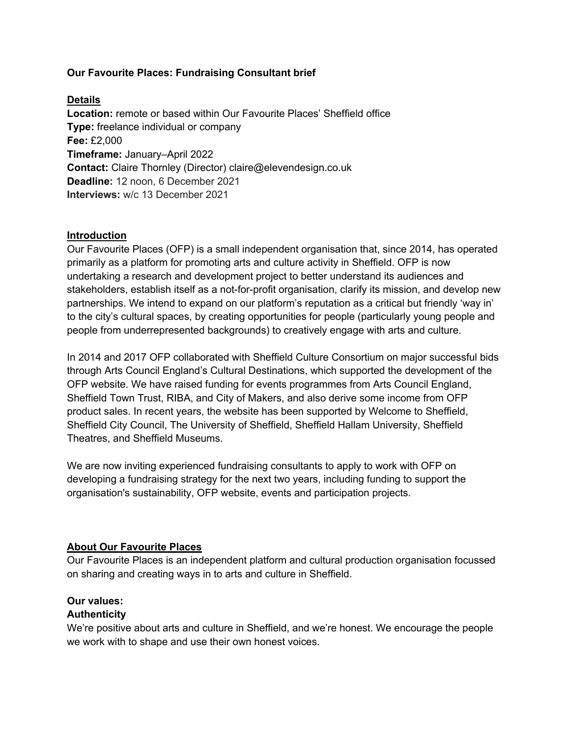**Our Favourite Places: Fundraising Consultant brief**

**Details**

**Location:** remote or based within Our Favourite Places' Sheffield office
**Type:** freelance individual or company
**Fee:** £2,000
**Timeframe:** January–April 2022
**Contact:** Claire Thornley (Director) claire@elevendesign.co.uk
**Deadline:** 12 noon, 6 December 2021
**Interviews:** w/c 13 December 2021

**Introduction**

Our Favourite Places (OFP) is a small independent organisation that, since 2014, has operated primarily as a platform for promoting arts and culture activity in Sheffield. OFP is now undertaking a research and development project to better understand its audiences and stakeholders, establish itself as a not-for-profit organisation, clarify its mission, and develop new partnerships. We intend to expand on our platform's reputation as a critical but friendly 'way in' to the city's cultural spaces, by creating opportunities for people (particularly young people and people from underrepresented backgrounds) to creatively engage with arts and culture.

In 2014 and 2017 OFP collaborated with Sheffield Culture Consortium on major successful bids through Arts Council England's Cultural Destinations, which supported the development of the OFP website. We have raised funding for events programmes from Arts Council England, Sheffield Town Trust, RIBA, and City of Makers, and also derive some income from OFP product sales. In recent years, the website has been supported by Welcome to Sheffield, Sheffield City Council, The University of Sheffield, Sheffield Hallam University, Sheffield Theatres, and Sheffield Museums.

We are now inviting experienced fundraising consultants to apply to work with OFP on developing a fundraising strategy for the next two years, including funding to support the organisation's sustainability, OFP website, events and participation projects.

**About Our Favourite Places**

Our Favourite Places is an independent platform and cultural production organisation focussed on sharing and creating ways in to arts and culture in Sheffield.

**Our values:**

**Authenticity**

We're positive about arts and culture in Sheffield, and we're honest. We encourage the people we work with to shape and use their own honest voices.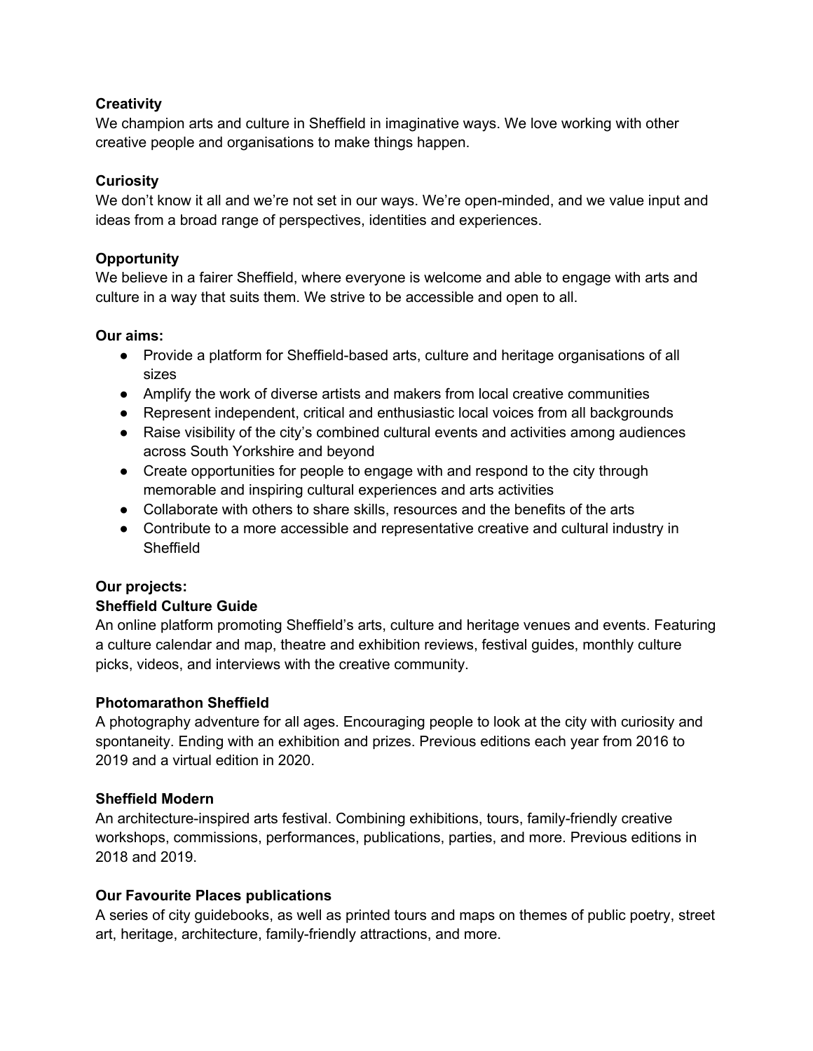**Creativity**
We champion arts and culture in Sheffield in imaginative ways. We love working with other creative people and organisations to make things happen.

**Curiosity**
We don't know it all and we're not set in our ways. We're open-minded, and we value input and ideas from a broad range of perspectives, identities and experiences.

**Opportunity**
We believe in a fairer Sheffield, where everyone is welcome and able to engage with arts and culture in a way that suits them. We strive to be accessible and open to all.

**Our aims:**

- Provide a platform for Sheffield-based arts, culture and heritage organisations of all sizes
- Amplify the work of diverse artists and makers from local creative communities
- Represent independent, critical and enthusiastic local voices from all backgrounds
- Raise visibility of the city's combined cultural events and activities among audiences across South Yorkshire and beyond
- Create opportunities for people to engage with and respond to the city through memorable and inspiring cultural experiences and arts activities
- Collaborate with others to share skills, resources and the benefits of the arts
- Contribute to a more accessible and representative creative and cultural industry in Sheffield

**Our projects:**

**Sheffield Culture Guide**
An online platform promoting Sheffield's arts, culture and heritage venues and events. Featuring a culture calendar and map, theatre and exhibition reviews, festival guides, monthly culture picks, videos, and interviews with the creative community.

**Photomarathon Sheffield**
A photography adventure for all ages. Encouraging people to look at the city with curiosity and spontaneity. Ending with an exhibition and prizes. Previous editions each year from 2016 to 2019 and a virtual edition in 2020.

**Sheffield Modern**
An architecture-inspired arts festival. Combining exhibitions, tours, family-friendly creative workshops, commissions, performances, publications, parties, and more. Previous editions in 2018 and 2019.

**Our Favourite Places publications**
A series of city guidebooks, as well as printed tours and maps on themes of public poetry, street art, heritage, architecture, family-friendly attractions, and more.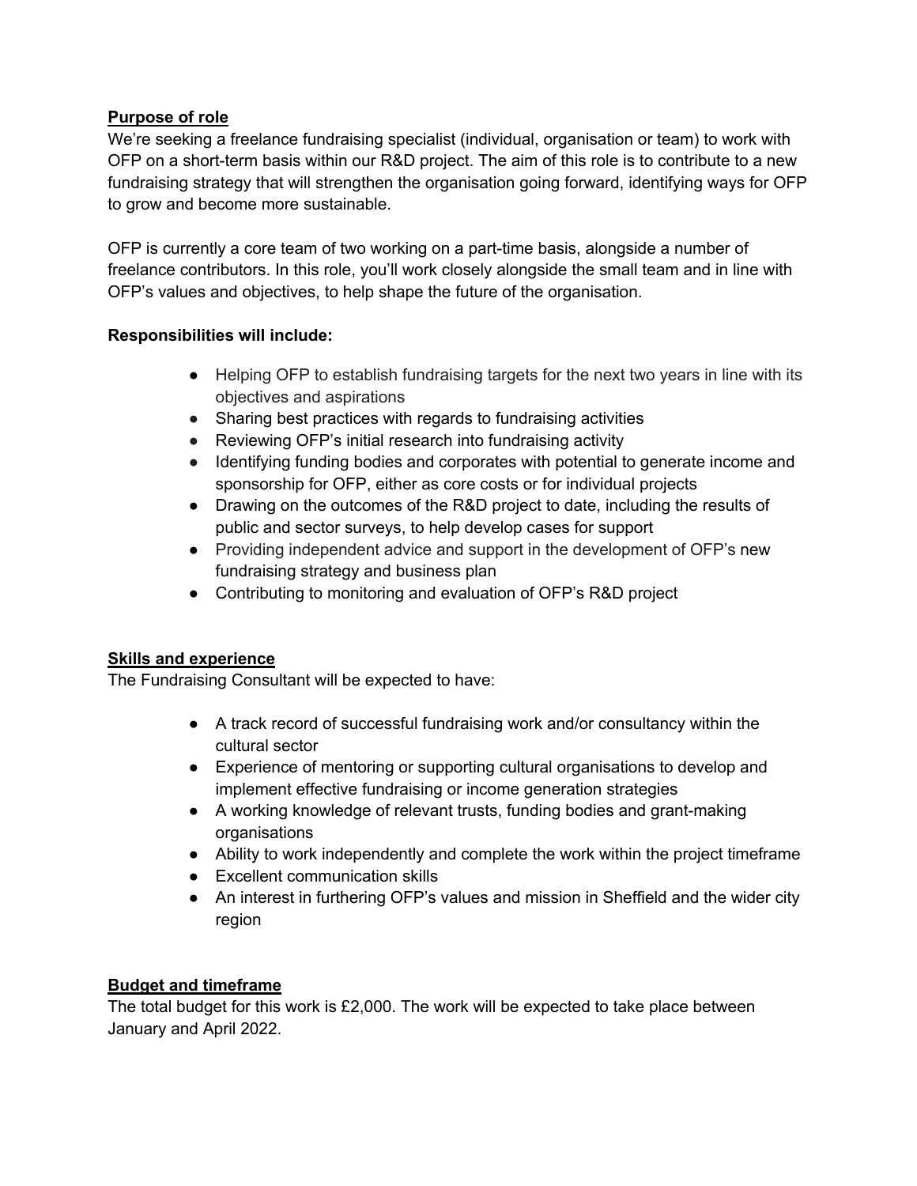**<u>Purpose of role</u>**

We're seeking a freelance fundraising specialist (individual, organisation or team) to work with OFP on a short-term basis within our R&D project. The aim of this role is to contribute to a new fundraising strategy that will strengthen the organisation going forward, identifying ways for OFP to grow and become more sustainable.

OFP is currently a core team of two working on a part-time basis, alongside a number of freelance contributors. In this role, you'll work closely alongside the small team and in line with OFP's values and objectives, to help shape the future of the organisation.

**Responsibilities will include:**

- Helping OFP to establish fundraising targets for the next two years in line with its objectives and aspirations
- Sharing best practices with regards to fundraising activities
- Reviewing OFP's initial research into fundraising activity
- Identifying funding bodies and corporates with potential to generate income and sponsorship for OFP, either as core costs or for individual projects
- Drawing on the outcomes of the R&D project to date, including the results of public and sector surveys, to help develop cases for support
- Providing independent advice and support in the development of OFP's new fundraising strategy and business plan
- Contributing to monitoring and evaluation of OFP's R&D project

**<u>Skills and experience</u>**

The Fundraising Consultant will be expected to have:

- A track record of successful fundraising work and/or consultancy within the cultural sector
- Experience of mentoring or supporting cultural organisations to develop and implement effective fundraising or income generation strategies
- A working knowledge of relevant trusts, funding bodies and grant-making organisations
- Ability to work independently and complete the work within the project timeframe
- Excellent communication skills
- An interest in furthering OFP's values and mission in Sheffield and the wider city region

**<u>Budget and timeframe</u>**

The total budget for this work is £2,000. The work will be expected to take place between January and April 2022.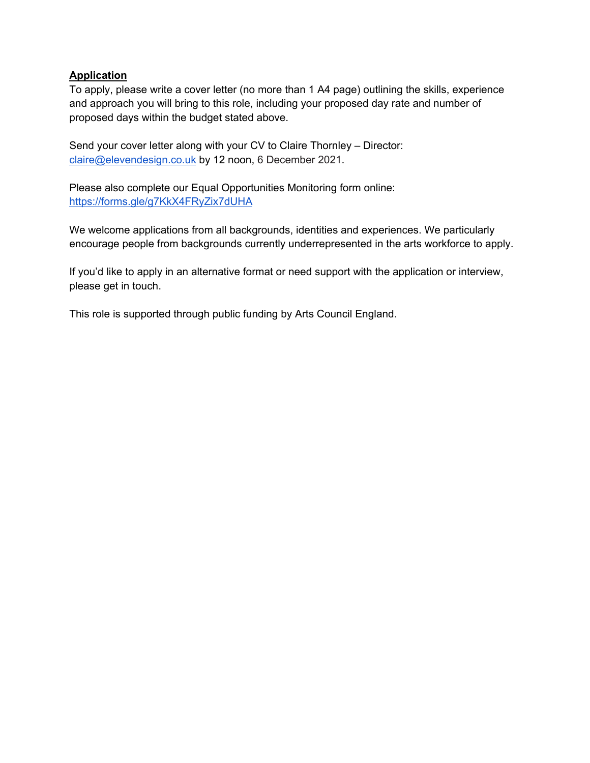**Application**

To apply, please write a cover letter (no more than 1 A4 page) outlining the skills, experience and approach you will bring to this role, including your proposed day rate and number of proposed days within the budget stated above.

Send your cover letter along with your CV to Claire Thornley – Director: claire@elevendesign.co.uk by 12 noon, 6 December 2021.

Please also complete our Equal Opportunities Monitoring form online: https://forms.gle/g7KkX4FRyZix7dUHA

We welcome applications from all backgrounds, identities and experiences. We particularly encourage people from backgrounds currently underrepresented in the arts workforce to apply.

If you'd like to apply in an alternative format or need support with the application or interview, please get in touch.

This role is supported through public funding by Arts Council England.